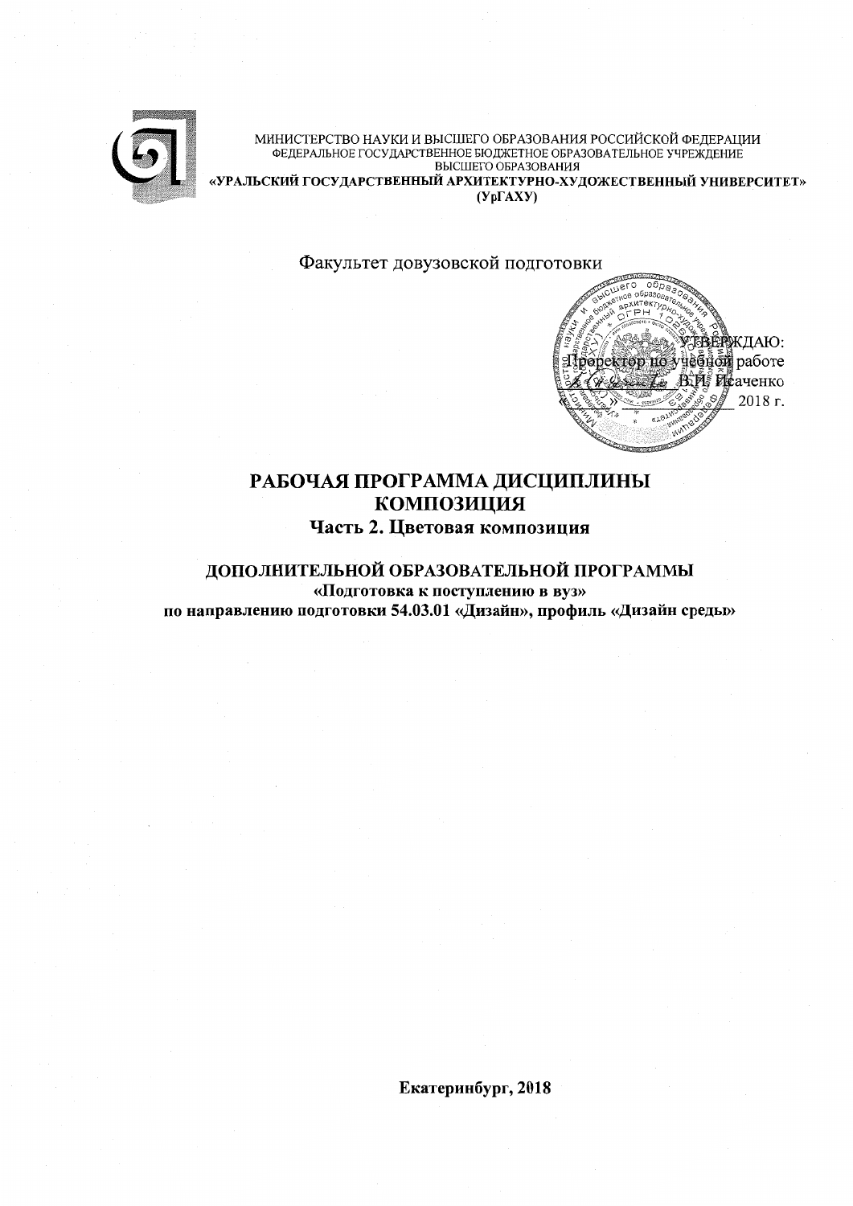МИНИСТЕРСТВО НАУКИ И ВЫСШЕГО ОБРАЗОВАНИЯ РОССИЙСКОЙ ФЕДЕРАЦИИ
ФЕДЕРАЛЬНОЕ ГОСУДАРСТВЕННОЕ БЮДЖЕТНОЕ ОБРАЗОВАТЕЛЬНОЕ УЧРЕЖДЕНИЕ
ВЫСШЕГО ОБРАЗОВАНИЯ
**«УРАЛЬСКИЙ ГОСУДАРСТВЕННЫЙ АРХИТЕКТУРНО-ХУДОЖЕСТВЕННЫЙ УНИВЕРСИТЕТ»**
**(УрГАХУ)**

Факультет довузовской подготовки

УТВЕРЖДАЮ:
Проректор по учебной работе
_________ В.И. Исаченко
_________ 2018 г.

# РАБОЧАЯ ПРОГРАММА ДИСЦИПЛИНЫ
# КОМПОЗИЦИЯ
## Часть 2. Цветовая композиция

## ДОПОЛНИТЕЛЬНОЙ ОБРАЗОВАТЕЛЬНОЙ ПРОГРАММЫ
**«Подготовка к поступлению в вуз»**
**по направлению подготовки 54.03.01 «Дизайн», профиль «Дизайн среды»**

**Екатеринбург, 2018**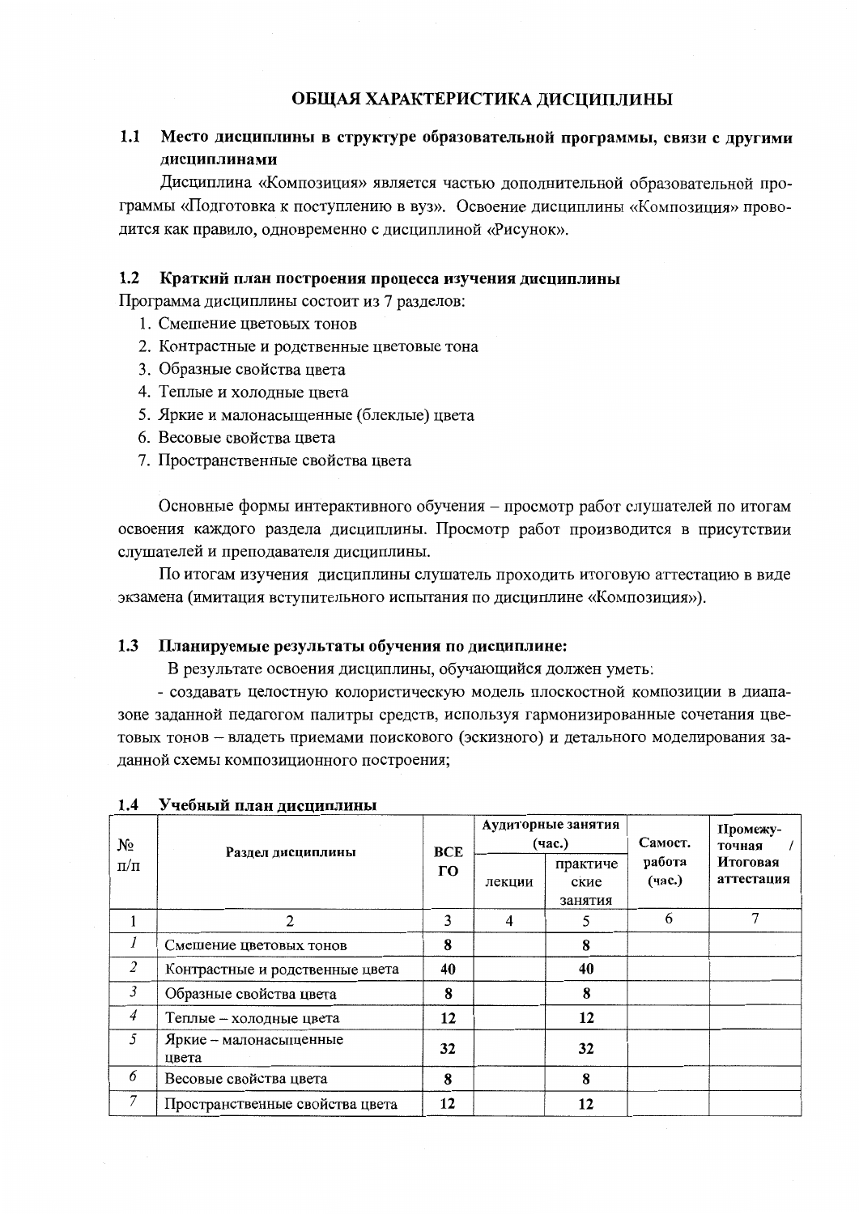# ОБЩАЯ ХАРАКТЕРИСТИКА ДИСЦИПЛИНЫ

## 1.1 Место дисциплины в структуре образовательной программы, связи с другими дисциплинами

Дисциплина «Композиция» является частью дополнительной образовательной программы «Подготовка к поступлению в вуз». Освоение дисциплины «Композиция» проводится как правило, одновременно с дисциплиной «Рисунок».

## 1.2 Краткий план построения процесса изучения дисциплины

Программа дисциплины состоит из 7 разделов:

1. Смешение цветовых тонов
2. Контрастные и родственные цветовые тона
3. Образные свойства цвета
4. Теплые и холодные цвета
5. Яркие и малонасыщенные (блеклые) цвета
6. Весовые свойства цвета
7. Пространственные свойства цвета

Основные формы интерактивного обучения – просмотр работ слушателей по итогам освоения каждого раздела дисциплины. Просмотр работ производится в присутствии слушателей и преподавателя дисциплины.

По итогам изучения дисциплины слушатель проходить итоговую аттестацию в виде экзамена (имитация вступительного испытания по дисциплине «Композиция»).

## 1.3 Планируемые результаты обучения по дисциплине:

В результате освоения дисциплины, обучающийся должен уметь:

- создавать целостную колористическую модель плоскостной композиции в диапазоне заданной педагогом палитры средств, используя гармонизированные сочетания цветовых тонов – владеть приемами поискового (эскизного) и детального моделирования заданной схемы композиционного построения;

## 1.4 Учебный план дисциплины

| № п/п | Раздел дисциплины | ВСЕГО | Аудиторные занятия (час.) | | Самост. работа (час.) | Промежуточная / Итоговая аттестация |
|---|---|---|---|---|---|---|
| | | | лекции | практические занятия | | |
| 1 | 2 | 3 | 4 | 5 | 6 | 7 |
| *1* | Смешение цветовых тонов | **8** | | **8** | | |
| *2* | Контрастные и родственные цвета | **40** | | **40** | | |
| *3* | Образные свойства цвета | **8** | | **8** | | |
| *4* | Теплые – холодные цвета | **12** | | **12** | | |
| *5* | Яркие – малонасыщенные цвета | **32** | | **32** | | |
| *6* | Весовые свойства цвета | **8** | | **8** | | |
| *7* | Пространственные свойства цвета | **12** | | **12** | | |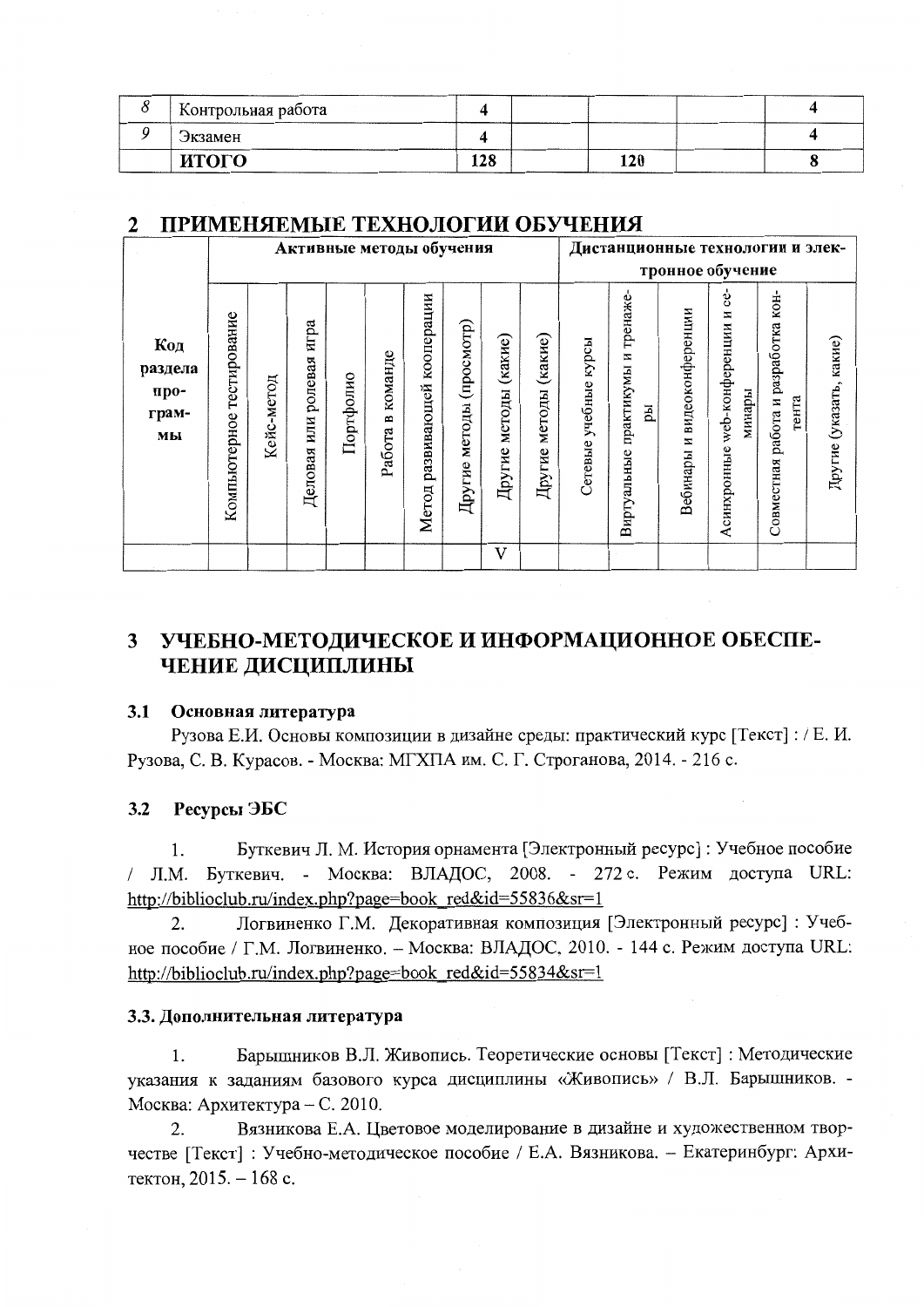| 8 | Контрольная работа | 4 | | | | 4 |
|---|---|---|---|---|---|---|
| 9 | Экзамен | 4 | | | | 4 |
| | **ИТОГО** | 128 | | 120 | | 8 |

## 2 ПРИМЕНЯЕМЫЕ ТЕХНОЛОГИИ ОБУЧЕНИЯ

| Код раздела программы | Активные методы обучения | | | | | | | | | Дистанционные технологии и электронное обучение | | | | | |
|---|---|---|---|---|---|---|---|---|---|---|---|---|---|---|---|
| | Компьютерное тестирование | Кейс-метод | Деловая или ролевая игра | Портфолио | Работа в команде | Метод развивающей кооперации | Другие методы (просмотр) | Другие методы (какие) | Другие методы (какие) | Сетевые учебные курсы | Виртуальные практикумы и тренажеры | Вебинары и видеоконференции | Асинхронные web-конференции и семинары | Совместная работа и разработка контента | Другие (указать, какие) |
| | | | | | | | | V | | | | | | | |

## 3 УЧЕБНО-МЕТОДИЧЕСКОЕ И ИНФОРМАЦИОННОЕ ОБЕСПЕЧЕНИЕ ДИСЦИПЛИНЫ

### 3.1 Основная литература

Рузова Е.И. Основы композиции в дизайне среды: практический курс [Текст] : / Е. И. Рузова, С. В. Курасов. - Москва: МГХПА им. С. Г. Строганова, 2014. - 216 с.

### 3.2 Ресурсы ЭБС

1. Буткевич Л. М. История орнамента [Электронный ресурс] : Учебное пособие / Л.М. Буткевич. - Москва: ВЛАДОС, 2008. - 272 с. Режим доступа URL: http://biblioclub.ru/index.php?page=book_red&id=55836&sr=1
2. Логвиненко Г.М. Декоративная композиция [Электронный ресурс] : Учебное пособие / Г.М. Логвиненко. – Москва: ВЛАДОС, 2010. - 144 с. Режим доступа URL: http://biblioclub.ru/index.php?page=book_red&id=55834&sr=1

### 3.3. Дополнительная литература

1. Барышников В.Л. Живопись. Теоретические основы [Текст] : Методические указания к заданиям базового курса дисциплины «Живопись» / В.Л. Барышников. - Москва: Архитектура – С. 2010.
2. Вязникова Е.А. Цветовое моделирование в дизайне и художественном творчестве [Текст] : Учебно-методическое пособие / Е.А. Вязникова. – Екатеринбург: Архитектон, 2015. – 168 с.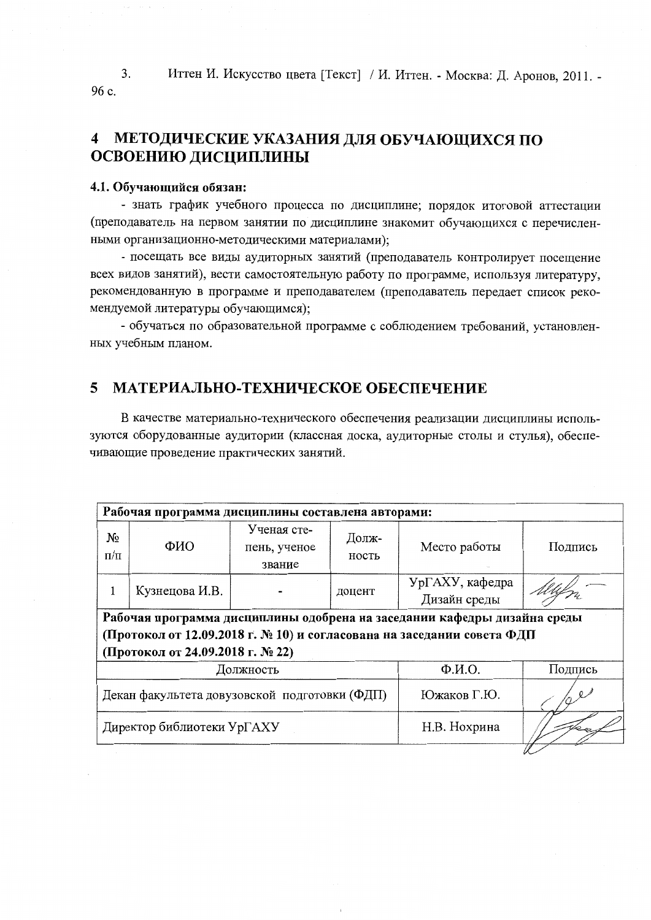3. Иттен И. Искусство цвета [Текст] / И. Иттен. - Москва: Д. Аронов, 2011. - 96 с.

# 4 МЕТОДИЧЕСКИЕ УКАЗАНИЯ ДЛЯ ОБУЧАЮЩИХСЯ ПО ОСВОЕНИЮ ДИСЦИПЛИНЫ

**4.1. Обучающийся обязан:**

- знать график учебного процесса по дисциплине; порядок итоговой аттестации (преподаватель на первом занятии по дисциплине знакомит обучающихся с перечисленными организационно-методическими материалами);
- посещать все виды аудиторных занятий (преподаватель контролирует посещение всех видов занятий), вести самостоятельную работу по программе, используя литературу, рекомендованную в программе и преподавателем (преподаватель передает список рекомендуемой литературы обучающимся);
- обучаться по образовательной программе с соблюдением требований, установленных учебным планом.

# 5 МАТЕРИАЛЬНО-ТЕХНИЧЕСКОЕ ОБЕСПЕЧЕНИЕ

В качестве материально-технического обеспечения реализации дисциплины используются оборудованные аудитории (классная доска, аудиторные столы и стулья), обеспечивающие проведение практических занятий.

| **Рабочая программа дисциплины составлена авторами:** | | | | | |
|---|---|---|---|---|---|
| № п/п | ФИО | Ученая степень, ученое звание | Должность | Место работы | Подпись |
| 1 | Кузнецова И.В. | - | доцент | УрГАХУ, кафедра Дизайн среды | |

**Рабочая программа дисциплины одобрена на заседании кафедры дизайна среды (Протокол от 12.09.2018 г. № 10) и согласована на заседании совета ФДП (Протокол от 24.09.2018 г. № 22)**

| Должность | Ф.И.О. | Подпись |
|---|---|---|
| Декан факультета довузовской подготовки (ФДП) | Южаков Г.Ю. | |
| Директор библиотеки УрГАХУ | Н.В. Нохрина | |